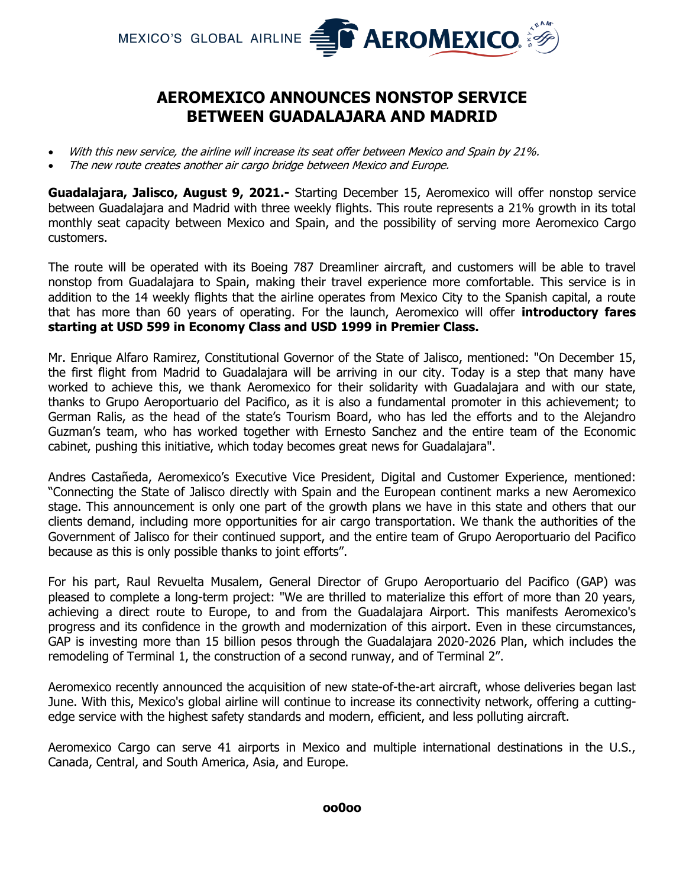MEXICO'S GLOBAL AIRLINE AEROMEXICO

# AEROMEXICO ANNOUNCES NONSTOP SERVICE BETWEEN GUADALAJARA AND MADRID

- *With this new service, the airline will increase its seat offer between Mexico and Spain by 21%.*
- *The new route creates another air cargo bridge between Mexico and Europe.*

**Guadalajara, Jalisco, August 9, 2021.-** Starting December 15, Aeromexico will offer nonstop service between Guadalajara and Madrid with three weekly flights. This route represents a 21% growth in its total monthly seat capacity between Mexico and Spain, and the possibility of serving more Aeromexico Cargo customers.

The route will be operated with its Boeing 787 Dreamliner aircraft, and customers will be able to travel nonstop from Guadalajara to Spain, making their travel experience more comfortable. This service is in addition to the 14 weekly flights that the airline operates from Mexico City to the Spanish capital, a route that has more than 60 years of operating. For the launch, Aeromexico will offer **introductory fares starting at USD 599 in Economy Class and USD 1999 in Premier Class.**

Mr. Enrique Alfaro Ramirez, Constitutional Governor of the State of Jalisco, mentioned: "On December 15, the first flight from Madrid to Guadalajara will be arriving in our city. Today is a step that many have worked to achieve this, we thank Aeromexico for their solidarity with Guadalajara and with our state, thanks to Grupo Aeroportuario del Pacifico, as it is also a fundamental promoter in this achievement; to German Ralis, as the head of the state's Tourism Board, who has led the efforts and to the Alejandro Guzman's team, who has worked together with Ernesto Sanchez and the entire team of the Economic cabinet, pushing this initiative, which today becomes great news for Guadalajara".

Andres Castañeda, Aeromexico's Executive Vice President, Digital and Customer Experience, mentioned: "Connecting the State of Jalisco directly with Spain and the European continent marks a new Aeromexico stage. This announcement is only one part of the growth plans we have in this state and others that our clients demand, including more opportunities for air cargo transportation. We thank the authorities of the Government of Jalisco for their continued support, and the entire team of Grupo Aeroportuario del Pacifico because as this is only possible thanks to joint efforts".

For his part, Raul Revuelta Musalem, General Director of Grupo Aeroportuario del Pacifico (GAP) was pleased to complete a long-term project: "We are thrilled to materialize this effort of more than 20 years, achieving a direct route to Europe, to and from the Guadalajara Airport. This manifests Aeromexico's progress and its confidence in the growth and modernization of this airport. Even in these circumstances, GAP is investing more than 15 billion pesos through the Guadalajara 2020-2026 Plan, which includes the remodeling of Terminal 1, the construction of a second runway, and of Terminal 2".

Aeromexico recently announced the acquisition of new state-of-the-art aircraft, whose deliveries began last June. With this, Mexico's global airline will continue to increase its connectivity network, offering a cutting-edge service with the highest safety standards and modern, efficient, and less polluting aircraft.

Aeromexico Cargo can serve 41 airports in Mexico and multiple international destinations in the U.S., Canada, Central, and South America, Asia, and Europe.

**oo0oo**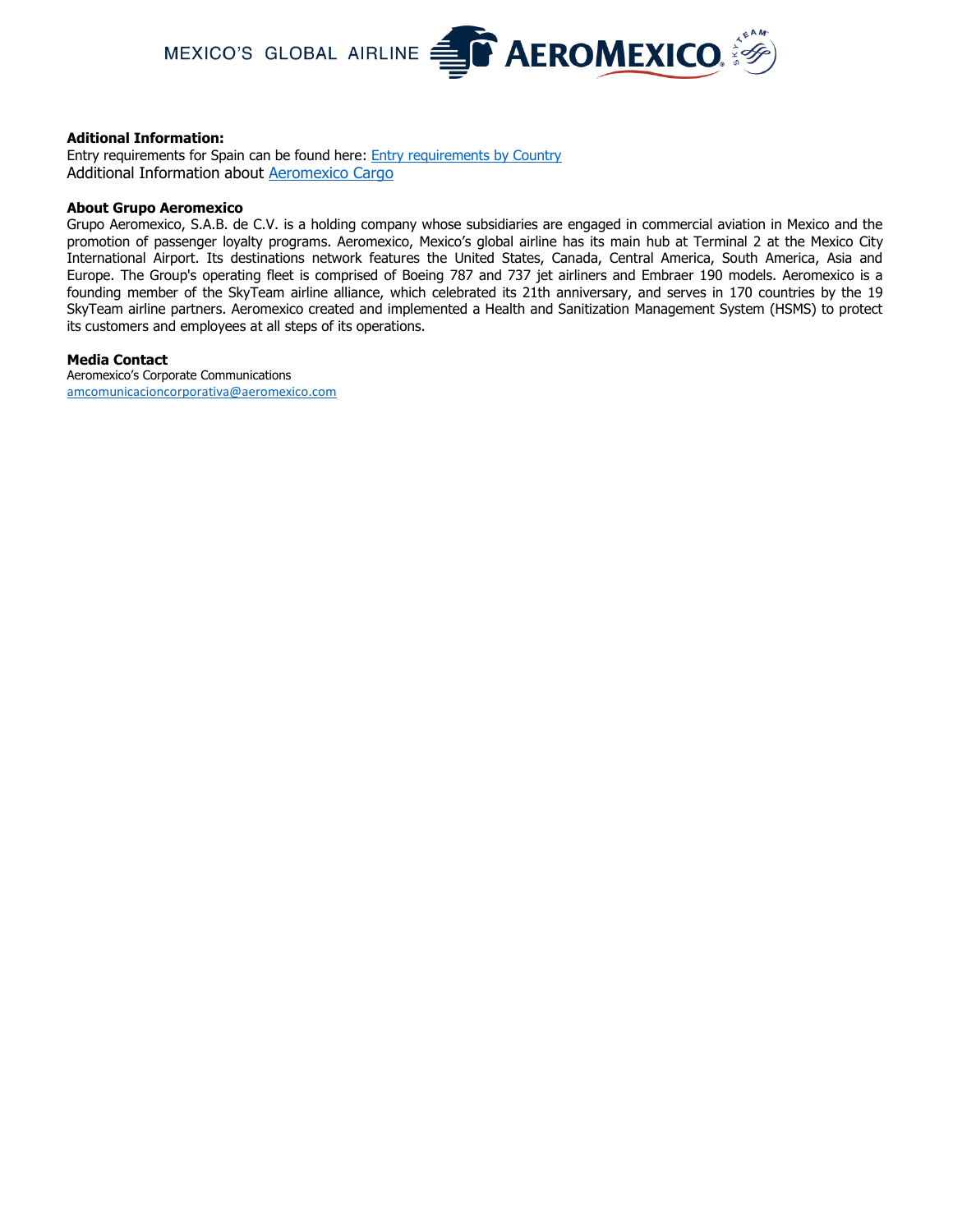**Aditional Information:**
Entry requirements for Spain can be found here: [Entry requirements by Country]
Additional Information about [Aeromexico Cargo]

**About Grupo Aeromexico**
Grupo Aeromexico, S.A.B. de C.V. is a holding company whose subsidiaries are engaged in commercial aviation in Mexico and the promotion of passenger loyalty programs. Aeromexico, Mexico's global airline has its main hub at Terminal 2 at the Mexico City International Airport. Its destinations network features the United States, Canada, Central America, South America, Asia and Europe. The Group's operating fleet is comprised of Boeing 787 and 737 jet airliners and Embraer 190 models. Aeromexico is a founding member of the SkyTeam airline alliance, which celebrated its 21th anniversary, and serves in 170 countries by the 19 SkyTeam airline partners. Aeromexico created and implemented a Health and Sanitization Management System (HSMS) to protect its customers and employees at all steps of its operations.

**Media Contact**
Aeromexico's Corporate Communications
amcomunicacioncorporativa@aeromexico.com